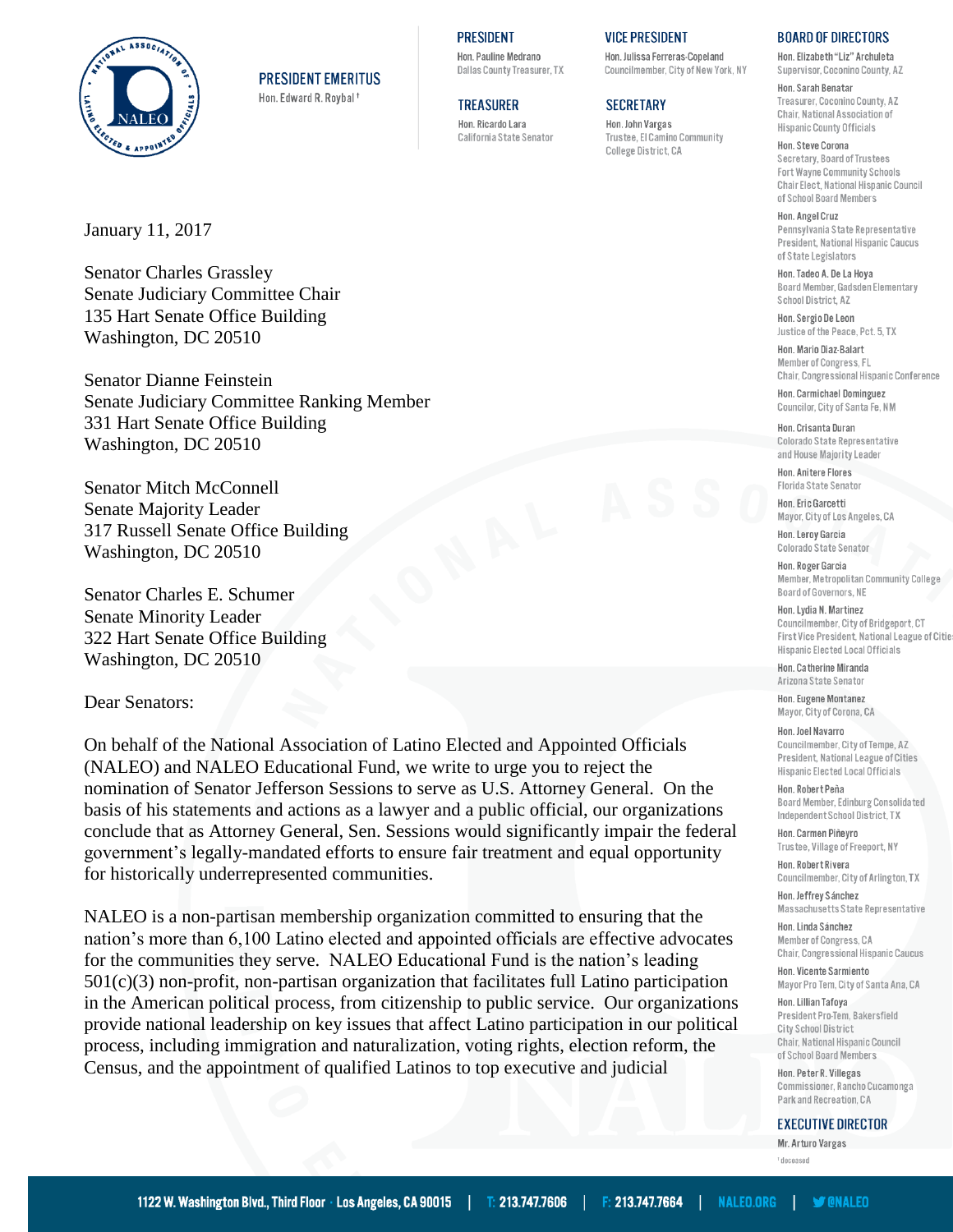**PRESIDENT EMERITUS**
Hon. Edward R. Roybal†

**PRESIDENT**
Hon. Pauline Medrano
Dallas County Treasurer, TX

**VICE PRESIDENT**
Hon. Julissa Ferreras-Copeland
Councilmember, City of New York, NY

**TREASURER**
Hon. Ricardo Lara
California State Senator

**SECRETARY**
Hon. John Vargas
Trustee, El Camino Community College District, CA

**BOARD OF DIRECTORS**

Hon. Elizabeth "Liz" Archuleta
Supervisor, Coconino County, AZ

Hon. Sarah Benatar
Treasurer, Coconino County, AZ
Chair, National Association of Hispanic County Officials

Hon. Steve Corona
Secretary, Board of Trustees
Fort Wayne Community Schools
Chair Elect, National Hispanic Council of School Board Members

Hon. Angel Cruz
Pennsylvania State Representative
President, National Hispanic Caucus of State Legislators

Hon. Tadeo A. De La Hoya
Board Member, Gadsden Elementary School District, AZ

Hon. Sergio De Leon
Justice of the Peace, Pct. 5, TX

Hon. Mario Diaz-Balart
Member of Congress, FL
Chair, Congressional Hispanic Conference

Hon. Carmichael Dominguez
Councilor, City of Santa Fe, NM

Hon. Crisanta Duran
Colorado State Representative and House Majority Leader

Hon. Anitere Flores
Florida State Senator

Hon. Eric Garcetti
Mayor, City of Los Angeles, CA

Hon. Leroy Garcia
Colorado State Senator

Hon. Roger Garcia
Member, Metropolitan Community College Board of Governors, NE

Hon. Lydia N. Martinez
Councilmember, City of Bridgeport, CT
First Vice President, National League of Cities Hispanic Elected Local Officials

Hon. Catherine Miranda
Arizona State Senator

Hon. Eugene Montanez
Mayor, City of Corona, CA

Hon. Joel Navarro
Councilmember, City of Tempe, AZ
President, National League of Cities Hispanic Elected Local Officials

Hon. Robert Peña
Board Member, Edinburg Consolidated Independent School District, TX

Hon. Carmen Piñeyro
Trustee, Village of Freeport, NY

Hon. Robert Rivera
Councilmember, City of Arlington, TX

Hon. Jeffrey Sánchez
Massachusetts State Representative

Hon. Linda Sánchez
Member of Congress, CA
Chair, Congressional Hispanic Caucus

Hon. Vicente Sarmiento
Mayor Pro Tem, City of Santa Ana, CA

Hon. Lillian Tafoya
President Pro-Tem, Bakersfield City School District
Chair, National Hispanic Council of School Board Members

Hon. Peter R. Villegas
Commissioner, Rancho Cucamonga Park and Recreation, CA

**EXECUTIVE DIRECTOR**
Mr. Arturo Vargas

† deceased

January 11, 2017

Senator Charles Grassley
Senate Judiciary Committee Chair
135 Hart Senate Office Building
Washington, DC 20510

Senator Dianne Feinstein
Senate Judiciary Committee Ranking Member
331 Hart Senate Office Building
Washington, DC 20510

Senator Mitch McConnell
Senate Majority Leader
317 Russell Senate Office Building
Washington, DC 20510

Senator Charles E. Schumer
Senate Minority Leader
322 Hart Senate Office Building
Washington, DC 20510

Dear Senators:

On behalf of the National Association of Latino Elected and Appointed Officials (NALEO) and NALEO Educational Fund, we write to urge you to reject the nomination of Senator Jefferson Sessions to serve as U.S. Attorney General. On the basis of his statements and actions as a lawyer and a public official, our organizations conclude that as Attorney General, Sen. Sessions would significantly impair the federal government's legally-mandated efforts to ensure fair treatment and equal opportunity for historically underrepresented communities.

NALEO is a non-partisan membership organization committed to ensuring that the nation's more than 6,100 Latino elected and appointed officials are effective advocates for the communities they serve. NALEO Educational Fund is the nation's leading 501(c)(3) non-profit, non-partisan organization that facilitates full Latino participation in the American political process, from citizenship to public service. Our organizations provide national leadership on key issues that affect Latino participation in our political process, including immigration and naturalization, voting rights, election reform, the Census, and the appointment of qualified Latinos to top executive and judicial

1122 W. Washington Blvd., Third Floor · Los Angeles, CA 90015 | T: 213.747.7606 | F: 213.747.7664 | NALEO.ORG | @NALEO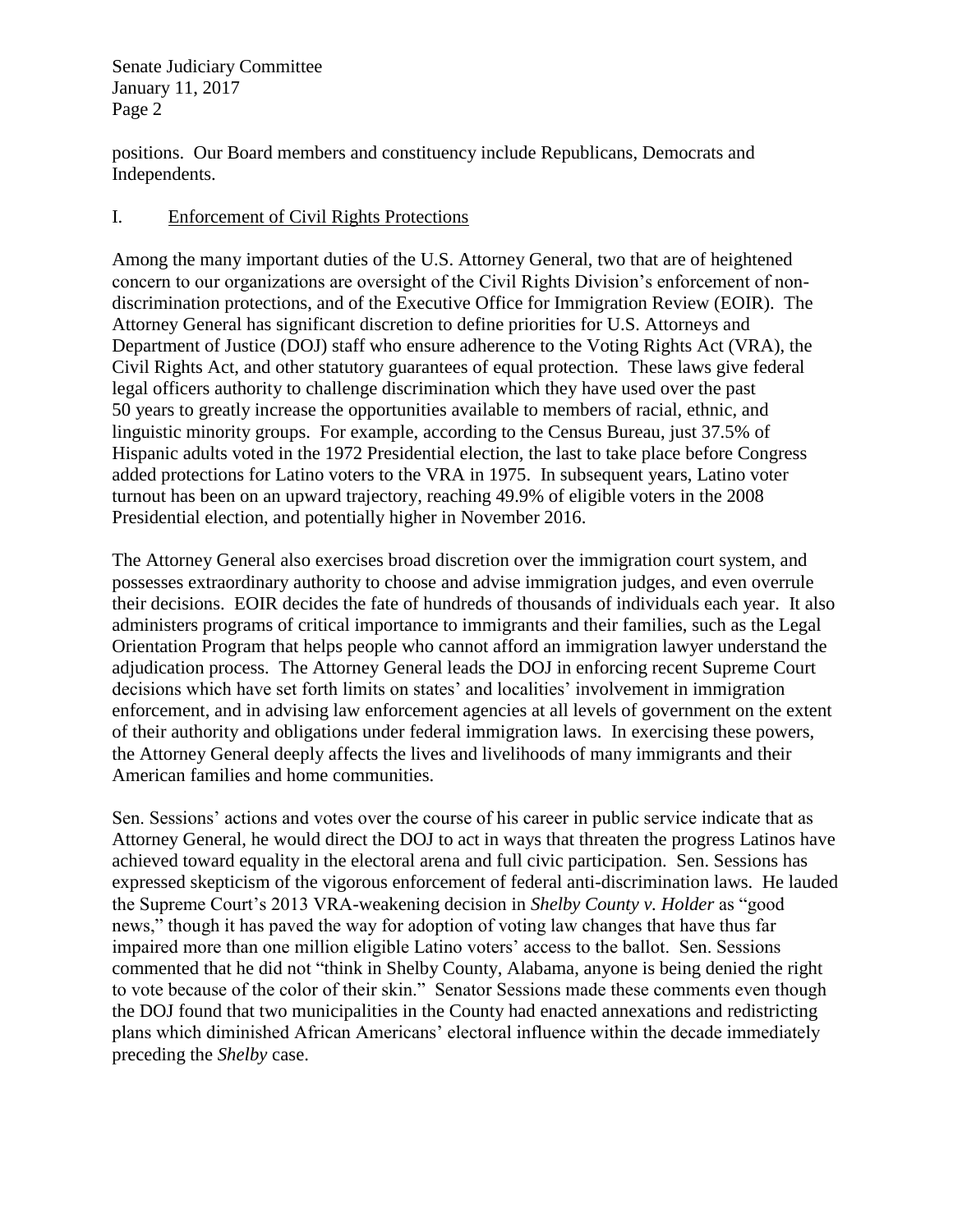positions. Our Board members and constituency include Republicans, Democrats and Independents.

## I. Enforcement of Civil Rights Protections

Among the many important duties of the U.S. Attorney General, two that are of heightened concern to our organizations are oversight of the Civil Rights Division's enforcement of non-discrimination protections, and of the Executive Office for Immigration Review (EOIR). The Attorney General has significant discretion to define priorities for U.S. Attorneys and Department of Justice (DOJ) staff who ensure adherence to the Voting Rights Act (VRA), the Civil Rights Act, and other statutory guarantees of equal protection. These laws give federal legal officers authority to challenge discrimination which they have used over the past 50 years to greatly increase the opportunities available to members of racial, ethnic, and linguistic minority groups. For example, according to the Census Bureau, just 37.5% of Hispanic adults voted in the 1972 Presidential election, the last to take place before Congress added protections for Latino voters to the VRA in 1975. In subsequent years, Latino voter turnout has been on an upward trajectory, reaching 49.9% of eligible voters in the 2008 Presidential election, and potentially higher in November 2016.

The Attorney General also exercises broad discretion over the immigration court system, and possesses extraordinary authority to choose and advise immigration judges, and even overrule their decisions. EOIR decides the fate of hundreds of thousands of individuals each year. It also administers programs of critical importance to immigrants and their families, such as the Legal Orientation Program that helps people who cannot afford an immigration lawyer understand the adjudication process. The Attorney General leads the DOJ in enforcing recent Supreme Court decisions which have set forth limits on states' and localities' involvement in immigration enforcement, and in advising law enforcement agencies at all levels of government on the extent of their authority and obligations under federal immigration laws. In exercising these powers, the Attorney General deeply affects the lives and livelihoods of many immigrants and their American families and home communities.

Sen. Sessions' actions and votes over the course of his career in public service indicate that as Attorney General, he would direct the DOJ to act in ways that threaten the progress Latinos have achieved toward equality in the electoral arena and full civic participation. Sen. Sessions has expressed skepticism of the vigorous enforcement of federal anti-discrimination laws. He lauded the Supreme Court's 2013 VRA-weakening decision in *Shelby County v. Holder* as "good news," though it has paved the way for adoption of voting law changes that have thus far impaired more than one million eligible Latino voters' access to the ballot. Sen. Sessions commented that he did not "think in Shelby County, Alabama, anyone is being denied the right to vote because of the color of their skin." Senator Sessions made these comments even though the DOJ found that two municipalities in the County had enacted annexations and redistricting plans which diminished African Americans' electoral influence within the decade immediately preceding the *Shelby* case.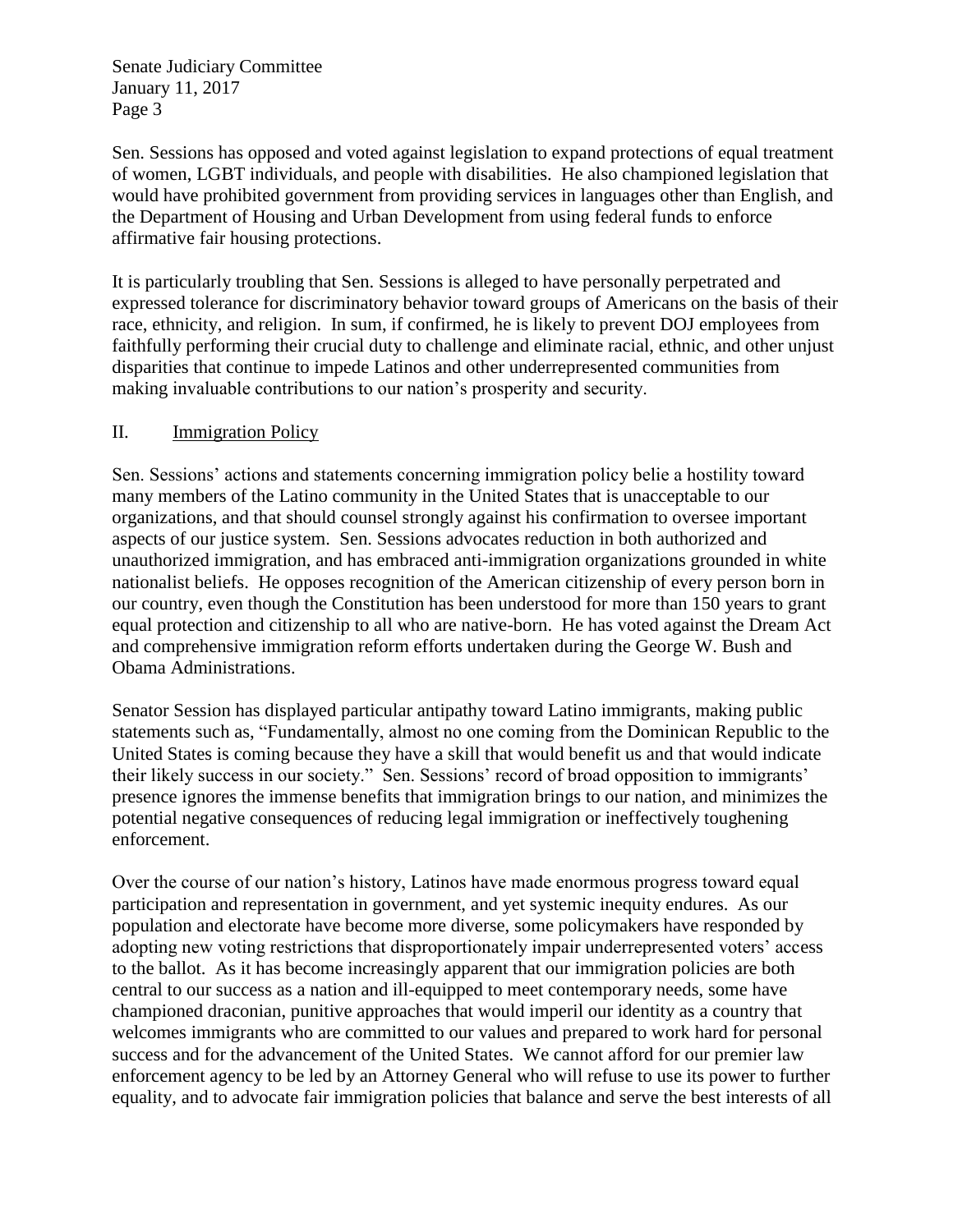Sen. Sessions has opposed and voted against legislation to expand protections of equal treatment of women, LGBT individuals, and people with disabilities. He also championed legislation that would have prohibited government from providing services in languages other than English, and the Department of Housing and Urban Development from using federal funds to enforce affirmative fair housing protections.

It is particularly troubling that Sen. Sessions is alleged to have personally perpetrated and expressed tolerance for discriminatory behavior toward groups of Americans on the basis of their race, ethnicity, and religion. In sum, if confirmed, he is likely to prevent DOJ employees from faithfully performing their crucial duty to challenge and eliminate racial, ethnic, and other unjust disparities that continue to impede Latinos and other underrepresented communities from making invaluable contributions to our nation's prosperity and security.

## II. Immigration Policy

Sen. Sessions' actions and statements concerning immigration policy belie a hostility toward many members of the Latino community in the United States that is unacceptable to our organizations, and that should counsel strongly against his confirmation to oversee important aspects of our justice system. Sen. Sessions advocates reduction in both authorized and unauthorized immigration, and has embraced anti-immigration organizations grounded in white nationalist beliefs. He opposes recognition of the American citizenship of every person born in our country, even though the Constitution has been understood for more than 150 years to grant equal protection and citizenship to all who are native-born. He has voted against the Dream Act and comprehensive immigration reform efforts undertaken during the George W. Bush and Obama Administrations.

Senator Session has displayed particular antipathy toward Latino immigrants, making public statements such as, "Fundamentally, almost no one coming from the Dominican Republic to the United States is coming because they have a skill that would benefit us and that would indicate their likely success in our society." Sen. Sessions' record of broad opposition to immigrants' presence ignores the immense benefits that immigration brings to our nation, and minimizes the potential negative consequences of reducing legal immigration or ineffectively toughening enforcement.

Over the course of our nation's history, Latinos have made enormous progress toward equal participation and representation in government, and yet systemic inequity endures. As our population and electorate have become more diverse, some policymakers have responded by adopting new voting restrictions that disproportionately impair underrepresented voters' access to the ballot. As it has become increasingly apparent that our immigration policies are both central to our success as a nation and ill-equipped to meet contemporary needs, some have championed draconian, punitive approaches that would imperil our identity as a country that welcomes immigrants who are committed to our values and prepared to work hard for personal success and for the advancement of the United States. We cannot afford for our premier law enforcement agency to be led by an Attorney General who will refuse to use its power to further equality, and to advocate fair immigration policies that balance and serve the best interests of all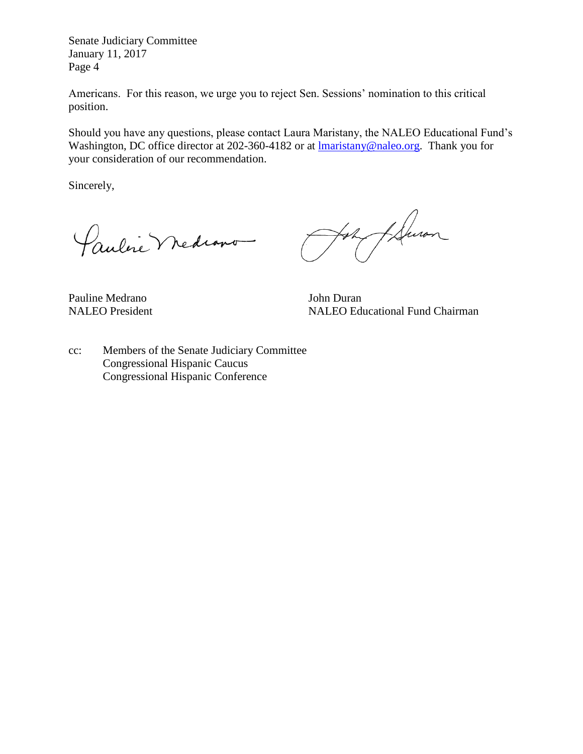Americans. For this reason, we urge you to reject Sen. Sessions' nomination to this critical position.

Should you have any questions, please contact Laura Maristany, the NALEO Educational Fund's Washington, DC office director at 202-360-4182 or at lmaristany@naleo.org. Thank you for your consideration of our recommendation.

Sincerely,

Pauline Medrano
NALEO President

John Duran
NALEO Educational Fund Chairman

cc: Members of the Senate Judiciary Committee
Congressional Hispanic Caucus
Congressional Hispanic Conference